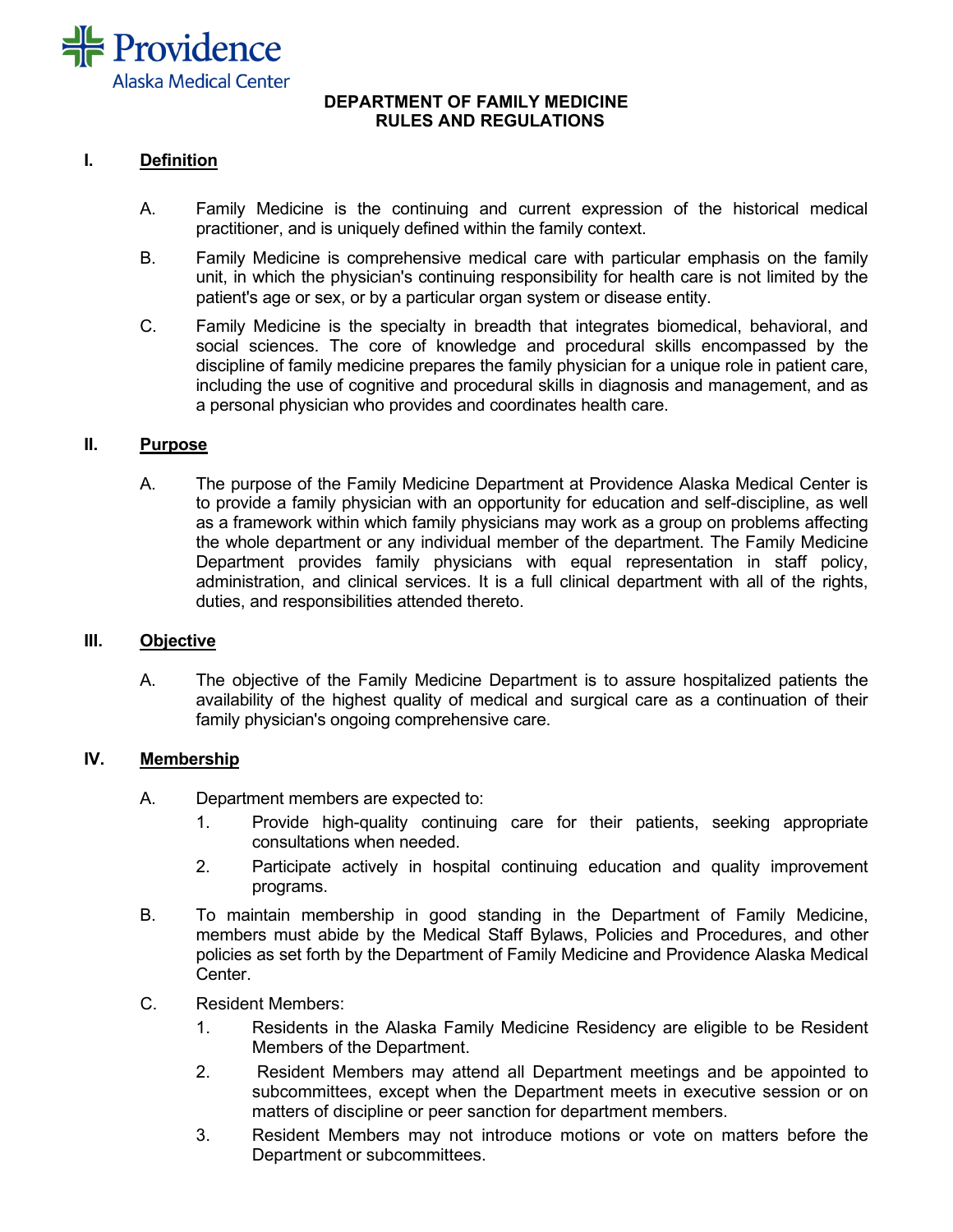Providence
Alaska Medical Center

# DEPARTMENT OF FAMILY MEDICINE
# RULES AND REGULATIONS

## I. Definition

A. Family Medicine is the continuing and current expression of the historical medical practitioner, and is uniquely defined within the family context.

B. Family Medicine is comprehensive medical care with particular emphasis on the family unit, in which the physician's continuing responsibility for health care is not limited by the patient's age or sex, or by a particular organ system or disease entity.

C. Family Medicine is the specialty in breadth that integrates biomedical, behavioral, and social sciences. The core of knowledge and procedural skills encompassed by the discipline of family medicine prepares the family physician for a unique role in patient care, including the use of cognitive and procedural skills in diagnosis and management, and as a personal physician who provides and coordinates health care.

## II. Purpose

A. The purpose of the Family Medicine Department at Providence Alaska Medical Center is to provide a family physician with an opportunity for education and self-discipline, as well as a framework within which family physicians may work as a group on problems affecting the whole department or any individual member of the department. The Family Medicine Department provides family physicians with equal representation in staff policy, administration, and clinical services. It is a full clinical department with all of the rights, duties, and responsibilities attended thereto.

## III. Objective

A. The objective of the Family Medicine Department is to assure hospitalized patients the availability of the highest quality of medical and surgical care as a continuation of their family physician's ongoing comprehensive care.

## IV. Membership

A. Department members are expected to:
   1. Provide high-quality continuing care for their patients, seeking appropriate consultations when needed.
   2. Participate actively in hospital continuing education and quality improvement programs.

B. To maintain membership in good standing in the Department of Family Medicine, members must abide by the Medical Staff Bylaws, Policies and Procedures, and other policies as set forth by the Department of Family Medicine and Providence Alaska Medical Center.

C. Resident Members:
   1. Residents in the Alaska Family Medicine Residency are eligible to be Resident Members of the Department.
   2. Resident Members may attend all Department meetings and be appointed to subcommittees, except when the Department meets in executive session or on matters of discipline or peer sanction for department members.
   3. Resident Members may not introduce motions or vote on matters before the Department or subcommittees.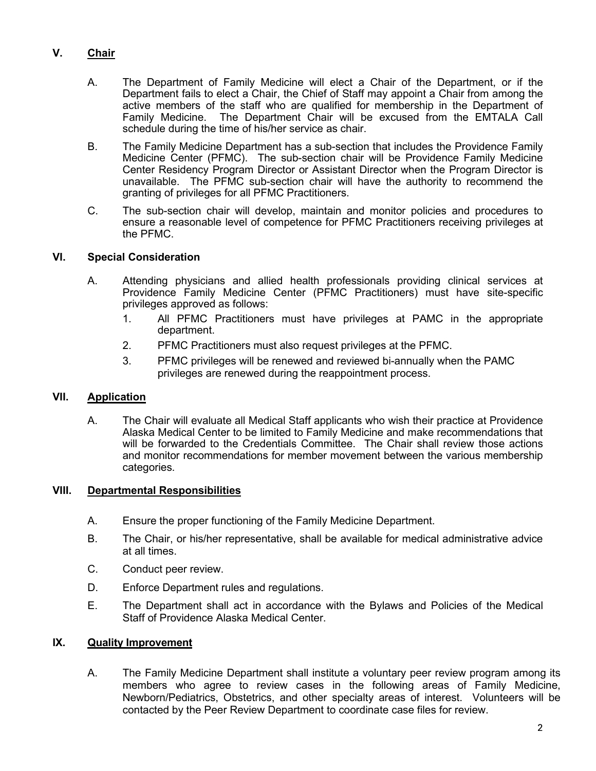## V. Chair

A. The Department of Family Medicine will elect a Chair of the Department, or if the Department fails to elect a Chair, the Chief of Staff may appoint a Chair from among the active members of the staff who are qualified for membership in the Department of Family Medicine. The Department Chair will be excused from the EMTALA Call schedule during the time of his/her service as chair.

B. The Family Medicine Department has a sub-section that includes the Providence Family Medicine Center (PFMC). The sub-section chair will be Providence Family Medicine Center Residency Program Director or Assistant Director when the Program Director is unavailable. The PFMC sub-section chair will have the authority to recommend the granting of privileges for all PFMC Practitioners.

C. The sub-section chair will develop, maintain and monitor policies and procedures to ensure a reasonable level of competence for PFMC Practitioners receiving privileges at the PFMC.

## VI. Special Consideration

A. Attending physicians and allied health professionals providing clinical services at Providence Family Medicine Center (PFMC Practitioners) must have site-specific privileges approved as follows:

1. All PFMC Practitioners must have privileges at PAMC in the appropriate department.
2. PFMC Practitioners must also request privileges at the PFMC.
3. PFMC privileges will be renewed and reviewed bi-annually when the PAMC privileges are renewed during the reappointment process.

## VII. Application

A. The Chair will evaluate all Medical Staff applicants who wish their practice at Providence Alaska Medical Center to be limited to Family Medicine and make recommendations that will be forwarded to the Credentials Committee. The Chair shall review those actions and monitor recommendations for member movement between the various membership categories.

## VIII. Departmental Responsibilities

A. Ensure the proper functioning of the Family Medicine Department.

B. The Chair, or his/her representative, shall be available for medical administrative advice at all times.

C. Conduct peer review.

D. Enforce Department rules and regulations.

E. The Department shall act in accordance with the Bylaws and Policies of the Medical Staff of Providence Alaska Medical Center.

## IX. Quality Improvement

A. The Family Medicine Department shall institute a voluntary peer review program among its members who agree to review cases in the following areas of Family Medicine, Newborn/Pediatrics, Obstetrics, and other specialty areas of interest. Volunteers will be contacted by the Peer Review Department to coordinate case files for review.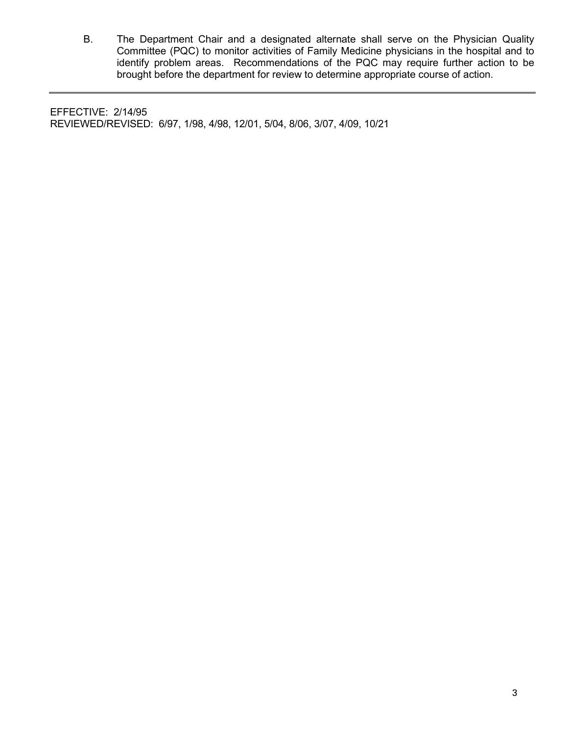B. The Department Chair and a designated alternate shall serve on the Physician Quality Committee (PQC) to monitor activities of Family Medicine physicians in the hospital and to identify problem areas. Recommendations of the PQC may require further action to be brought before the department for review to determine appropriate course of action.

---

EFFECTIVE: 2/14/95
REVIEWED/REVISED: 6/97, 1/98, 4/98, 12/01, 5/04, 8/06, 3/07, 4/09, 10/21